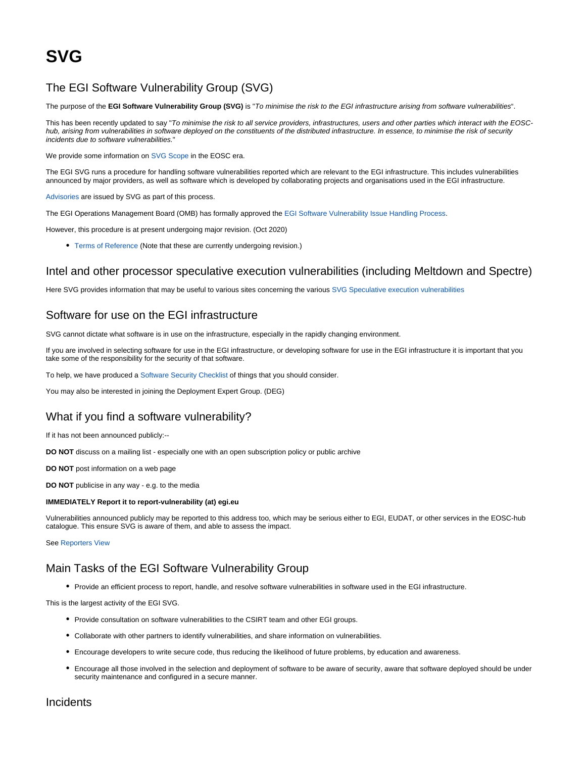# SVG

## The EGI Software Vulnerability Group (SVG)

The purpose of the **EGI Software Vulnerability Group (SVG)** is "*To minimise the risk to the EGI infrastructure arising from software vulnerabilities*".

This has been recently updated to say "*To minimise the risk to all service providers, infrastructures, users and other parties which interact with the EOSC-hub, arising from vulnerabilities in software deployed on the constituents of the distributed infrastructure. In essence, to minimise the risk of security incidents due to software vulnerabilities.*"

We provide some information on SVG Scope in the EOSC era.

The EGI SVG runs a procedure for handling software vulnerabilities reported which are relevant to the EGI infrastructure. This includes vulnerabilities announced by major providers, as well as software which is developed by collaborating projects and organisations used in the EGI infrastructure.

Advisories are issued by SVG as part of this process.

The EGI Operations Management Board (OMB) has formally approved the EGI Software Vulnerability Issue Handling Process.

However, this procedure is at present undergoing major revision. (Oct 2020)

- Terms of Reference (Note that these are currently undergoing revision.)

## Intel and other processor speculative execution vulnerabilities (including Meltdown and Spectre)

Here SVG provides information that may be useful to various sites concerning the various SVG Speculative execution vulnerabilities

## Software for use on the EGI infrastructure

SVG cannot dictate what software is in use on the infrastructure, especially in the rapidly changing environment.

If you are involved in selecting software for use in the EGI infrastructure, or developing software for use in the EGI infrastructure it is important that you take some of the responsibility for the security of that software.

To help, we have produced a Software Security Checklist of things that you should consider.

You may also be interested in joining the Deployment Expert Group. (DEG)

## What if you find a software vulnerability?

If it has not been announced publicly:--

**DO NOT** discuss on a mailing list - especially one with an open subscription policy or public archive

**DO NOT** post information on a web page

**DO NOT** publicise in any way - e.g. to the media

**IMMEDIATELY Report it to report-vulnerability (at) egi.eu**

Vulnerabilities announced publicly may be reported to this address too, which may be serious either to EGI, EUDAT, or other services in the EOSC-hub catalogue. This ensure SVG is aware of them, and able to assess the impact.

See Reporters View

## Main Tasks of the EGI Software Vulnerability Group

- Provide an efficient process to report, handle, and resolve software vulnerabilities in software used in the EGI infrastructure.

This is the largest activity of the EGI SVG.

- Provide consultation on software vulnerabilities to the CSIRT team and other EGI groups.
- Collaborate with other partners to identify vulnerabilities, and share information on vulnerabilities.
- Encourage developers to write secure code, thus reducing the likelihood of future problems, by education and awareness.
- Encourage all those involved in the selection and deployment of software to be aware of security, aware that software deployed should be under security maintenance and configured in a secure manner.

## Incidents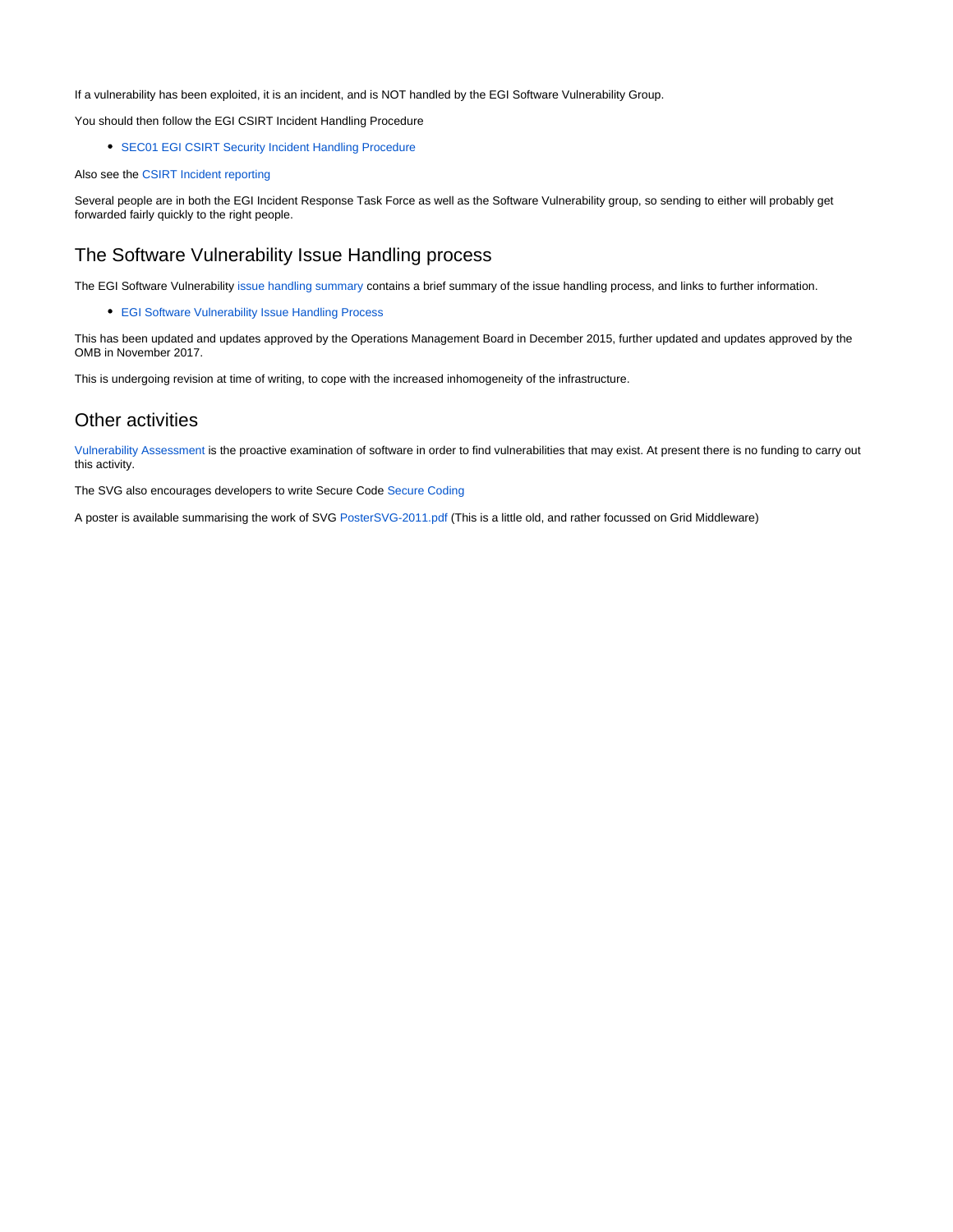If a vulnerability has been exploited, it is an incident, and is NOT handled by the EGI Software Vulnerability Group.

You should then follow the EGI CSIRT Incident Handling Procedure

- SEC01 EGI CSIRT Security Incident Handling Procedure

Also see the CSIRT Incident reporting

Several people are in both the EGI Incident Response Task Force as well as the Software Vulnerability group, so sending to either will probably get forwarded fairly quickly to the right people.

## The Software Vulnerability Issue Handling process

The EGI Software Vulnerability issue handling summary contains a brief summary of the issue handling process, and links to further information.

- EGI Software Vulnerability Issue Handling Process

This has been updated and updates approved by the Operations Management Board in December 2015, further updated and updates approved by the OMB in November 2017.

This is undergoing revision at time of writing, to cope with the increased inhomogeneity of the infrastructure.

## Other activities

Vulnerability Assessment is the proactive examination of software in order to find vulnerabilities that may exist. At present there is no funding to carry out this activity.

The SVG also encourages developers to write Secure Code Secure Coding

A poster is available summarising the work of SVG PosterSVG-2011.pdf (This is a little old, and rather focussed on Grid Middleware)